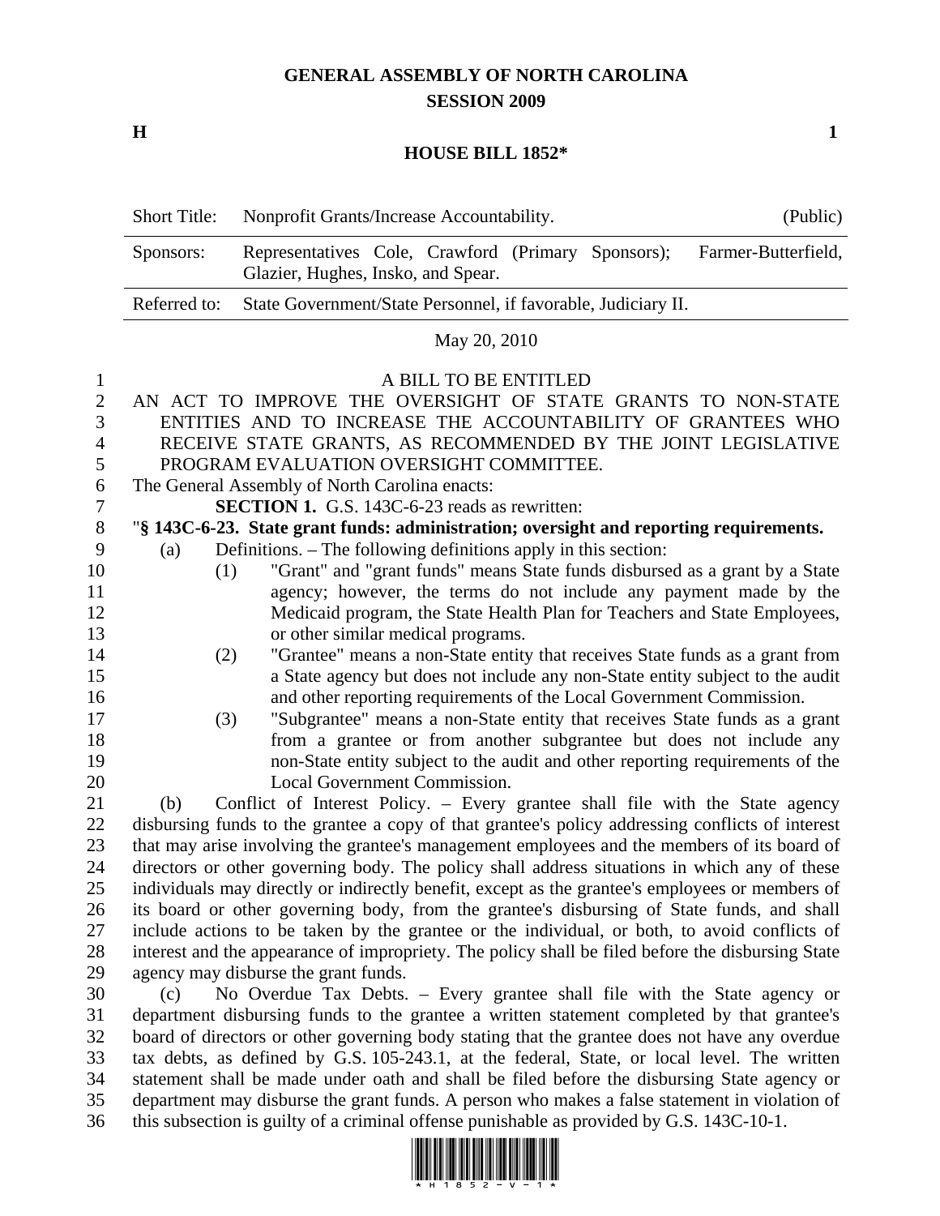# GENERAL ASSEMBLY OF NORTH CAROLINA
## SESSION 2009

**H** **1**

## HOUSE BILL 1852*

| Short Title: | Nonprofit Grants/Increase Accountability. | (Public) |
|---|---|---|
| Sponsors: | Representatives Cole, Crawford (Primary Sponsors); Farmer-Butterfield, Glazier, Hughes, Insko, and Spear. | |
| Referred to: | State Government/State Personnel, if favorable, Judiciary II. | |

May 20, 2010

A BILL TO BE ENTITLED

AN ACT TO IMPROVE THE OVERSIGHT OF STATE GRANTS TO NON-STATE ENTITIES AND TO INCREASE THE ACCOUNTABILITY OF GRANTEES WHO RECEIVE STATE GRANTS, AS RECOMMENDED BY THE JOINT LEGISLATIVE PROGRAM EVALUATION OVERSIGHT COMMITTEE.

The General Assembly of North Carolina enacts:

**SECTION 1.** G.S. 143C-6-23 reads as rewritten:

"**§ 143C-6-23. State grant funds: administration; oversight and reporting requirements.**

(a) Definitions. – The following definitions apply in this section:

(1) "Grant" and "grant funds" means State funds disbursed as a grant by a State agency; however, the terms do not include any payment made by the Medicaid program, the State Health Plan for Teachers and State Employees, or other similar medical programs.

(2) "Grantee" means a non-State entity that receives State funds as a grant from a State agency but does not include any non-State entity subject to the audit and other reporting requirements of the Local Government Commission.

(3) "Subgrantee" means a non-State entity that receives State funds as a grant from a grantee or from another subgrantee but does not include any non-State entity subject to the audit and other reporting requirements of the Local Government Commission.

(b) Conflict of Interest Policy. – Every grantee shall file with the State agency disbursing funds to the grantee a copy of that grantee's policy addressing conflicts of interest that may arise involving the grantee's management employees and the members of its board of directors or other governing body. The policy shall address situations in which any of these individuals may directly or indirectly benefit, except as the grantee's employees or members of its board or other governing body, from the grantee's disbursing of State funds, and shall include actions to be taken by the grantee or the individual, or both, to avoid conflicts of interest and the appearance of impropriety. The policy shall be filed before the disbursing State agency may disburse the grant funds.

(c) No Overdue Tax Debts. – Every grantee shall file with the State agency or department disbursing funds to the grantee a written statement completed by that grantee's board of directors or other governing body stating that the grantee does not have any overdue tax debts, as defined by G.S. 105-243.1, at the federal, State, or local level. The written statement shall be made under oath and shall be filed before the disbursing State agency or department may disburse the grant funds. A person who makes a false statement in violation of this subsection is guilty of a criminal offense punishable as provided by G.S. 143C-10-1.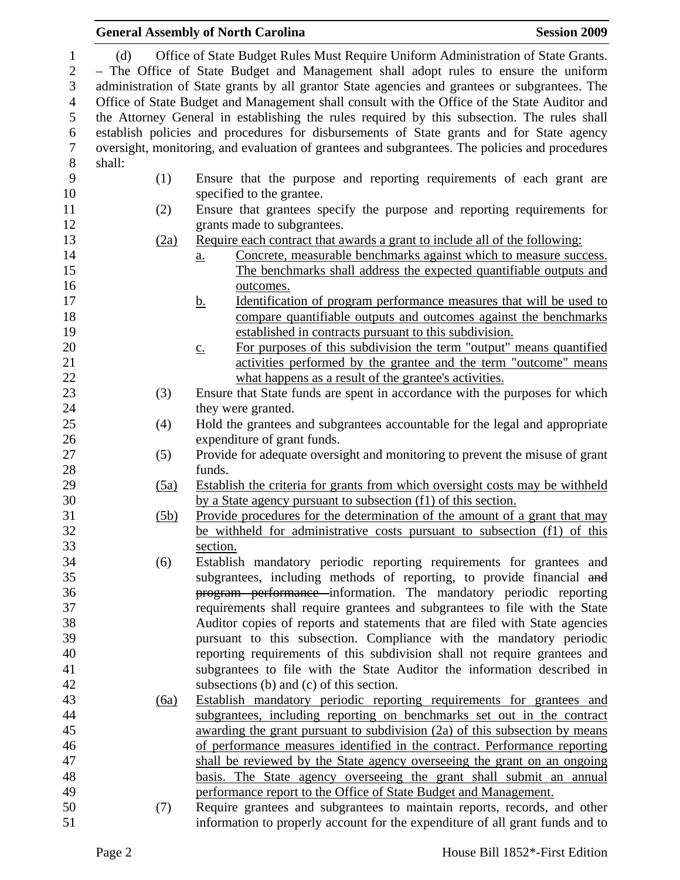(d) Office of State Budget Rules Must Require Uniform Administration of State Grants. – The Office of State Budget and Management shall adopt rules to ensure the uniform administration of State grants by all grantor State agencies and grantees or subgrantees. The Office of State Budget and Management shall consult with the Office of the State Auditor and the Attorney General in establishing the rules required by this subsection. The rules shall establish policies and procedures for disbursements of State grants and for State agency oversight, monitoring, and evaluation of grantees and subgrantees. The policies and procedures shall:

(1) Ensure that the purpose and reporting requirements of each grant are specified to the grantee.

(2) Ensure that grantees specify the purpose and reporting requirements for grants made to subgrantees.

(2a) Require each contract that awards a grant to include all of the following:

a. Concrete, measurable benchmarks against which to measure success. The benchmarks shall address the expected quantifiable outputs and outcomes.

b. Identification of program performance measures that will be used to compare quantifiable outputs and outcomes against the benchmarks established in contracts pursuant to this subdivision.

c. For purposes of this subdivision the term "output" means quantified activities performed by the grantee and the term "outcome" means what happens as a result of the grantee's activities.

(3) Ensure that State funds are spent in accordance with the purposes for which they were granted.

(4) Hold the grantees and subgrantees accountable for the legal and appropriate expenditure of grant funds.

(5) Provide for adequate oversight and monitoring to prevent the misuse of grant funds.

(5a) Establish the criteria for grants from which oversight costs may be withheld by a State agency pursuant to subsection (f1) of this section.

(5b) Provide procedures for the determination of the amount of a grant that may be withheld for administrative costs pursuant to subsection (f1) of this section.

(6) Establish mandatory periodic reporting requirements for grantees and subgrantees, including methods of reporting, to provide financial ~~and program performance~~ information. The mandatory periodic reporting requirements shall require grantees and subgrantees to file with the State Auditor copies of reports and statements that are filed with State agencies pursuant to this subsection. Compliance with the mandatory periodic reporting requirements of this subdivision shall not require grantees and subgrantees to file with the State Auditor the information described in subsections (b) and (c) of this section.

(6a) Establish mandatory periodic reporting requirements for grantees and subgrantees, including reporting on benchmarks set out in the contract awarding the grant pursuant to subdivision (2a) of this subsection by means of performance measures identified in the contract. Performance reporting shall be reviewed by the State agency overseeing the grant on an ongoing basis. The State agency overseeing the grant shall submit an annual performance report to the Office of State Budget and Management.

(7) Require grantees and subgrantees to maintain reports, records, and other information to properly account for the expenditure of all grant funds and to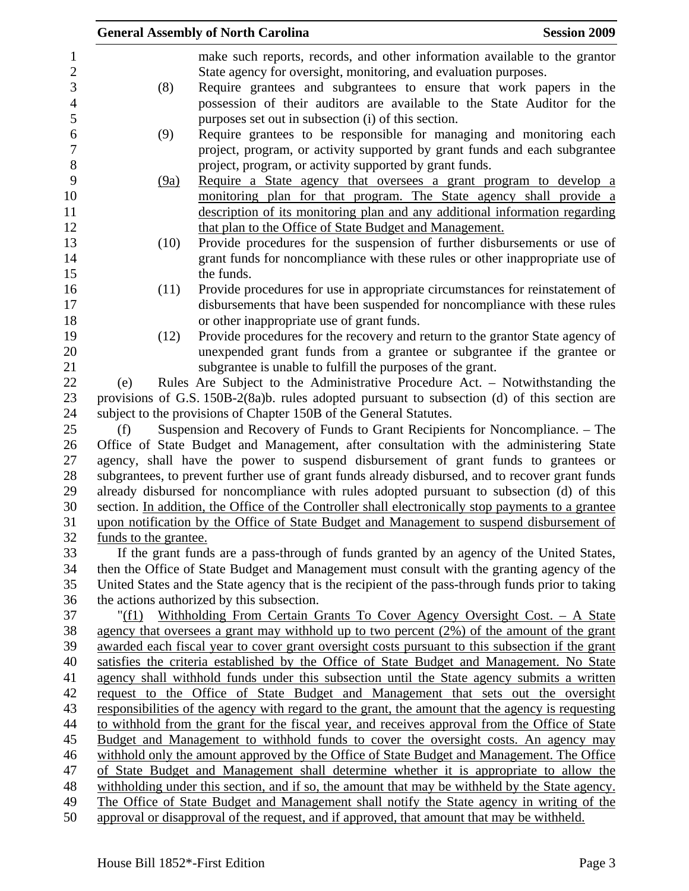make such reports, records, and other information available to the grantor State agency for oversight, monitoring, and evaluation purposes.

(8) Require grantees and subgrantees to ensure that work papers in the possession of their auditors are available to the State Auditor for the purposes set out in subsection (i) of this section.

(9) Require grantees to be responsible for managing and monitoring each project, program, or activity supported by grant funds and each subgrantee project, program, or activity supported by grant funds.

<u>(9a) Require a State agency that oversees a grant program to develop a monitoring plan for that program. The State agency shall provide a description of its monitoring plan and any additional information regarding that plan to the Office of State Budget and Management.</u>

(10) Provide procedures for the suspension of further disbursements or use of grant funds for noncompliance with these rules or other inappropriate use of the funds.

(11) Provide procedures for use in appropriate circumstances for reinstatement of disbursements that have been suspended for noncompliance with these rules or other inappropriate use of grant funds.

(12) Provide procedures for the recovery and return to the grantor State agency of unexpended grant funds from a grantee or subgrantee if the grantee or subgrantee is unable to fulfill the purposes of the grant.

(e) Rules Are Subject to the Administrative Procedure Act. – Notwithstanding the provisions of G.S. 150B-2(8a)b. rules adopted pursuant to subsection (d) of this section are subject to the provisions of Chapter 150B of the General Statutes.

(f) Suspension and Recovery of Funds to Grant Recipients for Noncompliance. – The Office of State Budget and Management, after consultation with the administering State agency, shall have the power to suspend disbursement of grant funds to grantees or subgrantees, to prevent further use of grant funds already disbursed, and to recover grant funds already disbursed for noncompliance with rules adopted pursuant to subsection (d) of this section. <u>In addition, the Office of the Controller shall electronically stop payments to a grantee upon notification by the Office of State Budget and Management to suspend disbursement of funds to the grantee.</u>

If the grant funds are a pass-through of funds granted by an agency of the United States, then the Office of State Budget and Management must consult with the granting agency of the United States and the State agency that is the recipient of the pass-through funds prior to taking the actions authorized by this subsection.

"<u>(f1) Withholding From Certain Grants To Cover Agency Oversight Cost. – A State agency that oversees a grant may withhold up to two percent (2%) of the amount of the grant awarded each fiscal year to cover grant oversight costs pursuant to this subsection if the grant satisfies the criteria established by the Office of State Budget and Management. No State agency shall withhold funds under this subsection until the State agency submits a written request to the Office of State Budget and Management that sets out the oversight responsibilities of the agency with regard to the grant, the amount that the agency is requesting to withhold from the grant for the fiscal year, and receives approval from the Office of State Budget and Management to withhold funds to cover the oversight costs. An agency may withhold only the amount approved by the Office of State Budget and Management. The Office of State Budget and Management shall determine whether it is appropriate to allow the withholding under this section, and if so, the amount that may be withheld by the State agency. The Office of State Budget and Management shall notify the State agency in writing of the approval or disapproval of the request, and if approved, that amount that may be withheld.</u>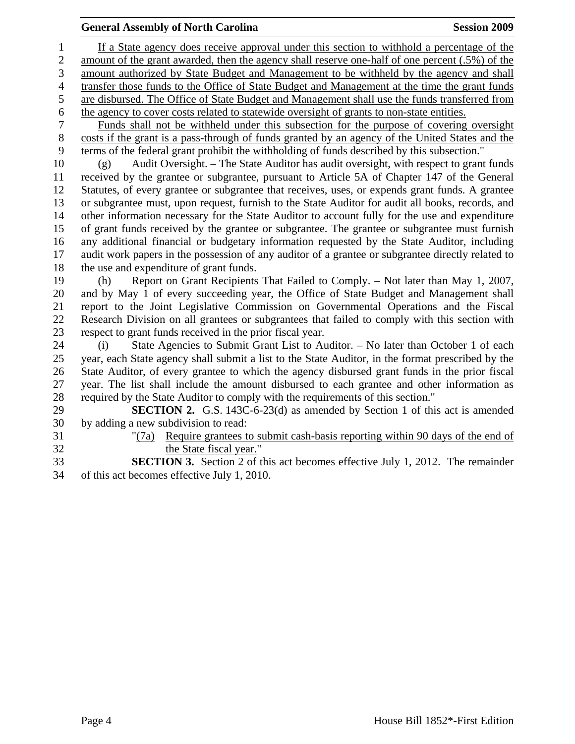If a State agency does receive approval under this section to withhold a percentage of the amount of the grant awarded, then the agency shall reserve one-half of one percent (.5%) of the amount authorized by State Budget and Management to be withheld by the agency and shall transfer those funds to the Office of State Budget and Management at the time the grant funds are disbursed. The Office of State Budget and Management shall use the funds transferred from the agency to cover costs related to statewide oversight of grants to non-state entities.

Funds shall not be withheld under this subsection for the purpose of covering oversight costs if the grant is a pass-through of funds granted by an agency of the United States and the terms of the federal grant prohibit the withholding of funds described by this subsection."

(g) Audit Oversight. – The State Auditor has audit oversight, with respect to grant funds received by the grantee or subgrantee, pursuant to Article 5A of Chapter 147 of the General Statutes, of every grantee or subgrantee that receives, uses, or expends grant funds. A grantee or subgrantee must, upon request, furnish to the State Auditor for audit all books, records, and other information necessary for the State Auditor to account fully for the use and expenditure of grant funds received by the grantee or subgrantee. The grantee or subgrantee must furnish any additional financial or budgetary information requested by the State Auditor, including audit work papers in the possession of any auditor of a grantee or subgrantee directly related to the use and expenditure of grant funds.

(h) Report on Grant Recipients That Failed to Comply. – Not later than May 1, 2007, and by May 1 of every succeeding year, the Office of State Budget and Management shall report to the Joint Legislative Commission on Governmental Operations and the Fiscal Research Division on all grantees or subgrantees that failed to comply with this section with respect to grant funds received in the prior fiscal year.

(i) State Agencies to Submit Grant List to Auditor. – No later than October 1 of each year, each State agency shall submit a list to the State Auditor, in the format prescribed by the State Auditor, of every grantee to which the agency disbursed grant funds in the prior fiscal year. The list shall include the amount disbursed to each grantee and other information as required by the State Auditor to comply with the requirements of this section."

**SECTION 2.** G.S. 143C-6-23(d) as amended by Section 1 of this act is amended by adding a new subdivision to read:

"(7a) Require grantees to submit cash-basis reporting within 90 days of the end of the State fiscal year."

**SECTION 3.** Section 2 of this act becomes effective July 1, 2012. The remainder of this act becomes effective July 1, 2010.